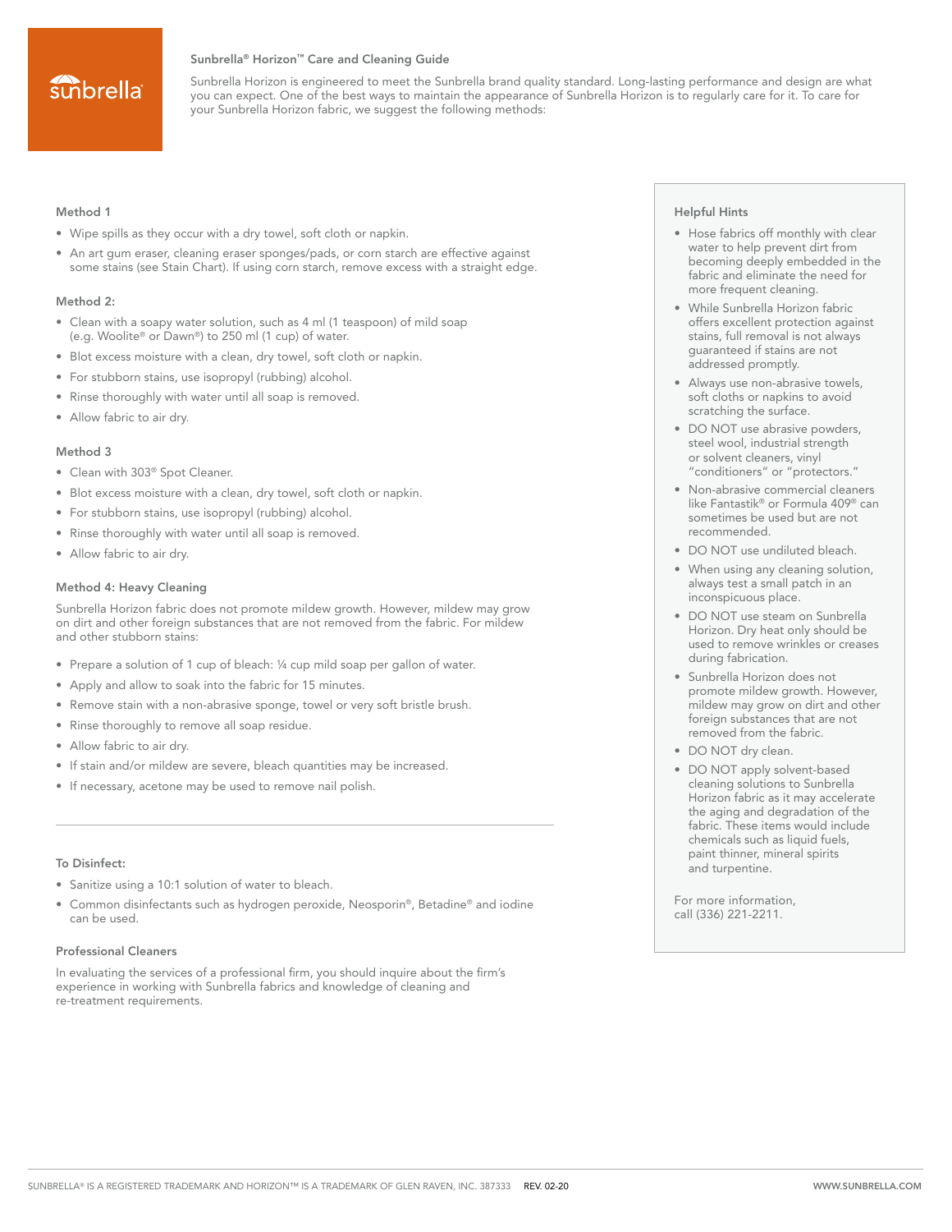# Sunbrella® Horizon™ Care and Cleaning Guide

Sunbrella Horizon is engineered to meet the Sunbrella brand quality standard. Long-lasting performance and design are what you can expect. One of the best ways to maintain the appearance of Sunbrella Horizon is to regularly care for it. To care for your Sunbrella Horizon fabric, we suggest the following methods:

### Method 1

- Wipe spills as they occur with a dry towel, soft cloth or napkin.
- An art gum eraser, cleaning eraser sponges/pads, or corn starch are effective against some stains (see Stain Chart). If using corn starch, remove excess with a straight edge.

### Method 2:

- Clean with a soapy water solution, such as 4 ml (1 teaspoon) of mild soap (e.g. Woolite® or Dawn®) to 250 ml (1 cup) of water.
- Blot excess moisture with a clean, dry towel, soft cloth or napkin.
- For stubborn stains, use isopropyl (rubbing) alcohol.
- Rinse thoroughly with water until all soap is removed.
- Allow fabric to air dry.

### Method 3

- Clean with 303® Spot Cleaner.
- Blot excess moisture with a clean, dry towel, soft cloth or napkin.
- For stubborn stains, use isopropyl (rubbing) alcohol.
- Rinse thoroughly with water until all soap is removed.
- Allow fabric to air dry.

### Method 4: Heavy Cleaning

Sunbrella Horizon fabric does not promote mildew growth. However, mildew may grow on dirt and other foreign substances that are not removed from the fabric. For mildew and other stubborn stains:

- Prepare a solution of 1 cup of bleach: ¼ cup mild soap per gallon of water.
- Apply and allow to soak into the fabric for 15 minutes.
- Remove stain with a non-abrasive sponge, towel or very soft bristle brush.
- Rinse thoroughly to remove all soap residue.
- Allow fabric to air dry.
- If stain and/or mildew are severe, bleach quantities may be increased.
- If necessary, acetone may be used to remove nail polish.

---

### To Disinfect:

- Sanitize using a 10:1 solution of water to bleach.
- Common disinfectants such as hydrogen peroxide, Neosporin®, Betadine® and iodine can be used.

### Professional Cleaners

In evaluating the services of a professional firm, you should inquire about the firm's experience in working with Sunbrella fabrics and knowledge of cleaning and re-treatment requirements.

### Helpful Hints

- Hose fabrics off monthly with clear water to help prevent dirt from becoming deeply embedded in the fabric and eliminate the need for more frequent cleaning.
- While Sunbrella Horizon fabric offers excellent protection against stains, full removal is not always guaranteed if stains are not addressed promptly.
- Always use non-abrasive towels, soft cloths or napkins to avoid scratching the surface.
- DO NOT use abrasive powders, steel wool, industrial strength or solvent cleaners, vinyl "conditioners" or "protectors."
- Non-abrasive commercial cleaners like Fantastik® or Formula 409® can sometimes be used but are not recommended.
- DO NOT use undiluted bleach.
- When using any cleaning solution, always test a small patch in an inconspicuous place.
- DO NOT use steam on Sunbrella Horizon. Dry heat only should be used to remove wrinkles or creases during fabrication.
- Sunbrella Horizon does not promote mildew growth. However, mildew may grow on dirt and other foreign substances that are not removed from the fabric.
- DO NOT dry clean.
- DO NOT apply solvent-based cleaning solutions to Sunbrella Horizon fabric as it may accelerate the aging and degradation of the fabric. These items would include chemicals such as liquid fuels, paint thinner, mineral spirits and turpentine.

For more information, call (336) 221-2211.

SUNBRELLA® IS A REGISTERED TRADEMARK AND HORIZON™ IS A TRADEMARK OF GLEN RAVEN, INC. 387333 REV. 02-20

WWW.SUNBRELLA.COM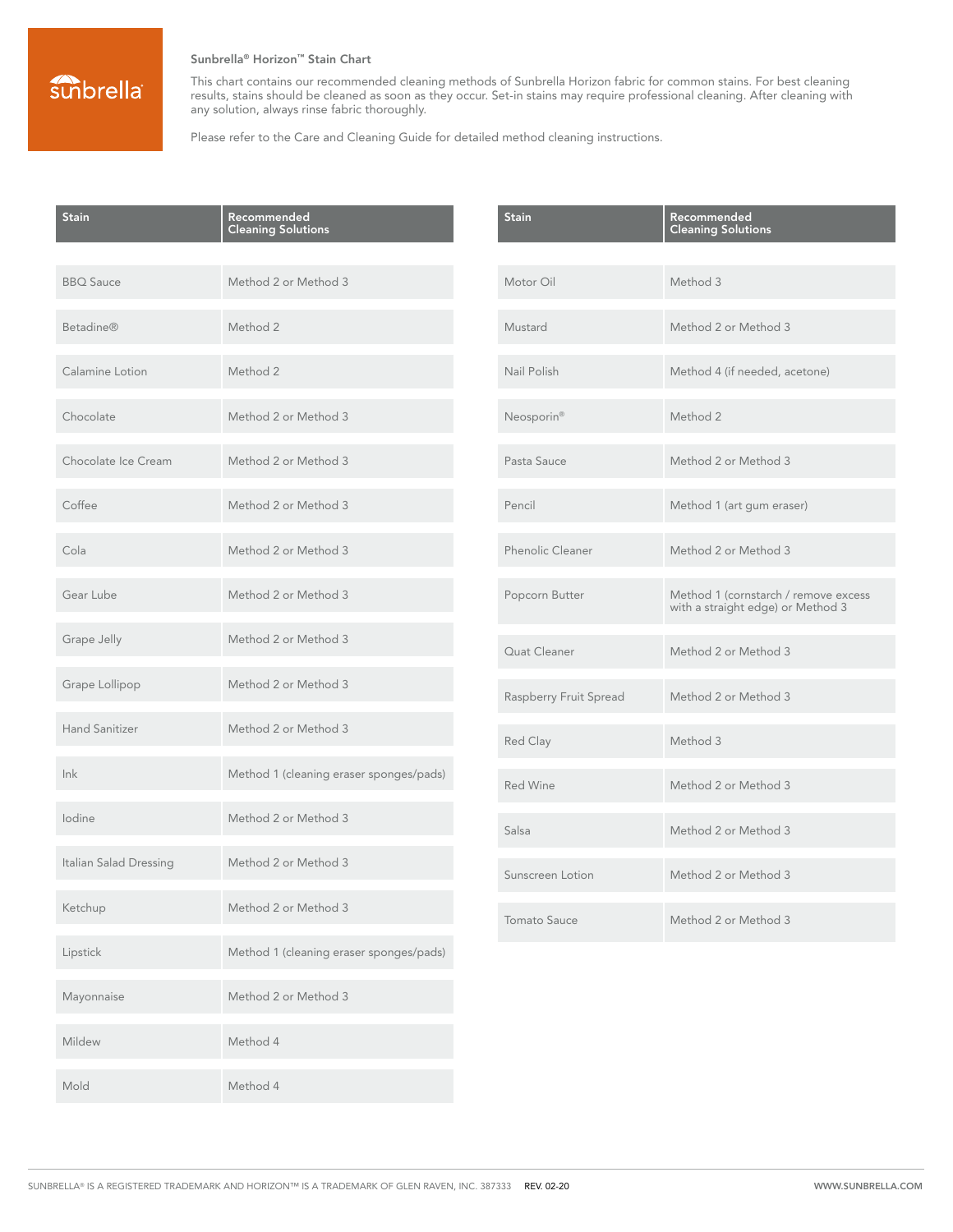sunbrella

## Sunbrella® Horizon™ Stain Chart

This chart contains our recommended cleaning methods of Sunbrella Horizon fabric for common stains. For best cleaning results, stains should be cleaned as soon as they occur. Set-in stains may require professional cleaning. After cleaning with any solution, always rinse fabric thoroughly.

Please refer to the Care and Cleaning Guide for detailed method cleaning instructions.

| Stain | Recommended Cleaning Solutions |
|---|---|
| BBQ Sauce | Method 2 or Method 3 |
| Betadine® | Method 2 |
| Calamine Lotion | Method 2 |
| Chocolate | Method 2 or Method 3 |
| Chocolate Ice Cream | Method 2 or Method 3 |
| Coffee | Method 2 or Method 3 |
| Cola | Method 2 or Method 3 |
| Gear Lube | Method 2 or Method 3 |
| Grape Jelly | Method 2 or Method 3 |
| Grape Lollipop | Method 2 or Method 3 |
| Hand Sanitizer | Method 2 or Method 3 |
| Ink | Method 1 (cleaning eraser sponges/pads) |
| Iodine | Method 2 or Method 3 |
| Italian Salad Dressing | Method 2 or Method 3 |
| Ketchup | Method 2 or Method 3 |
| Lipstick | Method 1 (cleaning eraser sponges/pads) |
| Mayonnaise | Method 2 or Method 3 |
| Mildew | Method 4 |
| Mold | Method 4 |

| Stain | Recommended Cleaning Solutions |
|---|---|
| Motor Oil | Method 3 |
| Mustard | Method 2 or Method 3 |
| Nail Polish | Method 4 (if needed, acetone) |
| Neosporin® | Method 2 |
| Pasta Sauce | Method 2 or Method 3 |
| Pencil | Method 1 (art gum eraser) |
| Phenolic Cleaner | Method 2 or Method 3 |
| Popcorn Butter | Method 1 (cornstarch / remove excess with a straight edge) or Method 3 |
| Quat Cleaner | Method 2 or Method 3 |
| Raspberry Fruit Spread | Method 2 or Method 3 |
| Red Clay | Method 3 |
| Red Wine | Method 2 or Method 3 |
| Salsa | Method 2 or Method 3 |
| Sunscreen Lotion | Method 2 or Method 3 |
| Tomato Sauce | Method 2 or Method 3 |

SUNBRELLA® IS A REGISTERED TRADEMARK AND HORIZON™ IS A TRADEMARK OF GLEN RAVEN, INC. 387333 REV. 02-20

WWW.SUNBRELLA.COM